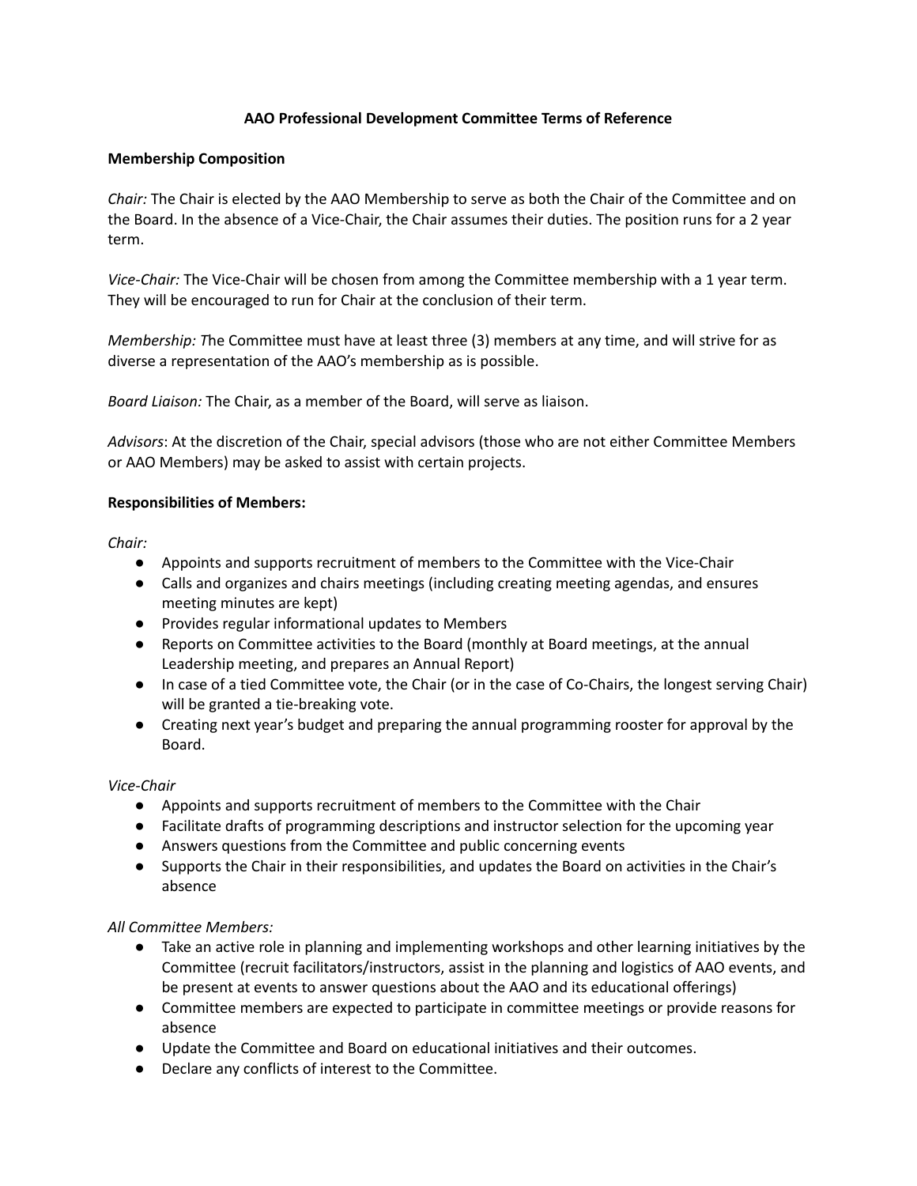# AAO Professional Development Committee Terms of Reference

## Membership Composition

*Chair:* The Chair is elected by the AAO Membership to serve as both the Chair of the Committee and on the Board. In the absence of a Vice-Chair, the Chair assumes their duties. The position runs for a 2 year term.

*Vice-Chair:* The Vice-Chair will be chosen from among the Committee membership with a 1 year term. They will be encouraged to run for Chair at the conclusion of their term.

*Membership: T*he Committee must have at least three (3) members at any time, and will strive for as diverse a representation of the AAO's membership as is possible.

*Board Liaison:* The Chair, as a member of the Board, will serve as liaison.

*Advisors*: At the discretion of the Chair, special advisors (those who are not either Committee Members or AAO Members) may be asked to assist with certain projects.

## Responsibilities of Members:

*Chair:*

- Appoints and supports recruitment of members to the Committee with the Vice-Chair
- Calls and organizes and chairs meetings (including creating meeting agendas, and ensures meeting minutes are kept)
- Provides regular informational updates to Members
- Reports on Committee activities to the Board (monthly at Board meetings, at the annual Leadership meeting, and prepares an Annual Report)
- In case of a tied Committee vote, the Chair (or in the case of Co-Chairs, the longest serving Chair) will be granted a tie-breaking vote.
- Creating next year's budget and preparing the annual programming rooster for approval by the Board.

*Vice-Chair*

- Appoints and supports recruitment of members to the Committee with the Chair
- Facilitate drafts of programming descriptions and instructor selection for the upcoming year
- Answers questions from the Committee and public concerning events
- Supports the Chair in their responsibilities, and updates the Board on activities in the Chair's absence

*All Committee Members:*

- Take an active role in planning and implementing workshops and other learning initiatives by the Committee (recruit facilitators/instructors, assist in the planning and logistics of AAO events, and be present at events to answer questions about the AAO and its educational offerings)
- Committee members are expected to participate in committee meetings or provide reasons for absence
- Update the Committee and Board on educational initiatives and their outcomes.
- Declare any conflicts of interest to the Committee.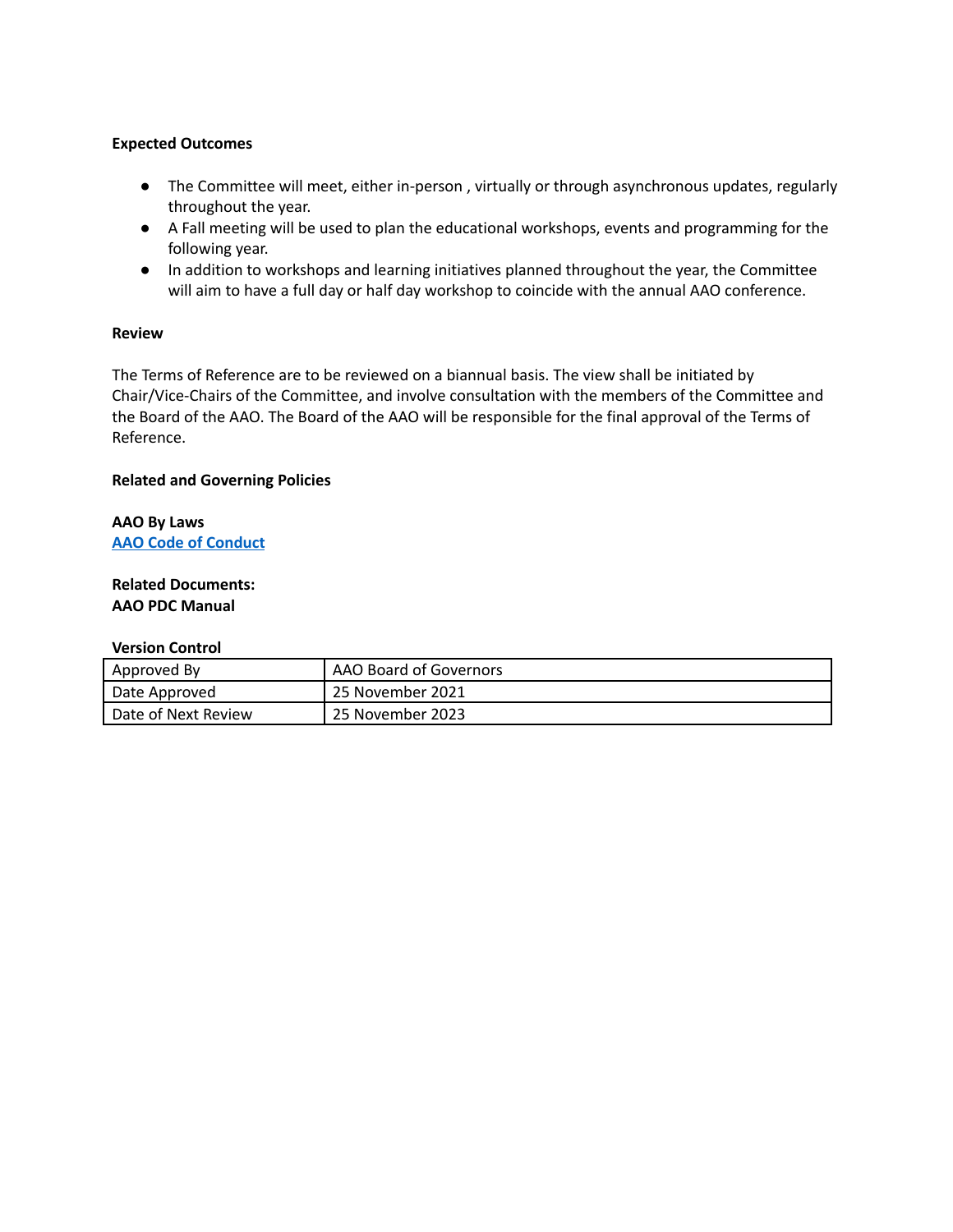**Expected Outcomes**

- The Committee will meet, either in-person , virtually or through asynchronous updates, regularly throughout the year.
- A Fall meeting will be used to plan the educational workshops, events and programming for the following year.
- In addition to workshops and learning initiatives planned throughout the year, the Committee will aim to have a full day or half day workshop to coincide with the annual AAO conference.

**Review**

The Terms of Reference are to be reviewed on a biannual basis. The view shall be initiated by Chair/Vice-Chairs of the Committee, and involve consultation with the members of the Committee and the Board of the AAO. The Board of the AAO will be responsible for the final approval of the Terms of Reference.

**Related and Governing Policies**

**AAO By Laws**
**AAO Code of Conduct**

**Related Documents:**
**AAO PDC Manual**

**Version Control**

| | |
|---|---|
| Approved By | AAO Board of Governors |
| Date Approved | 25 November 2021 |
| Date of Next Review | 25 November 2023 |